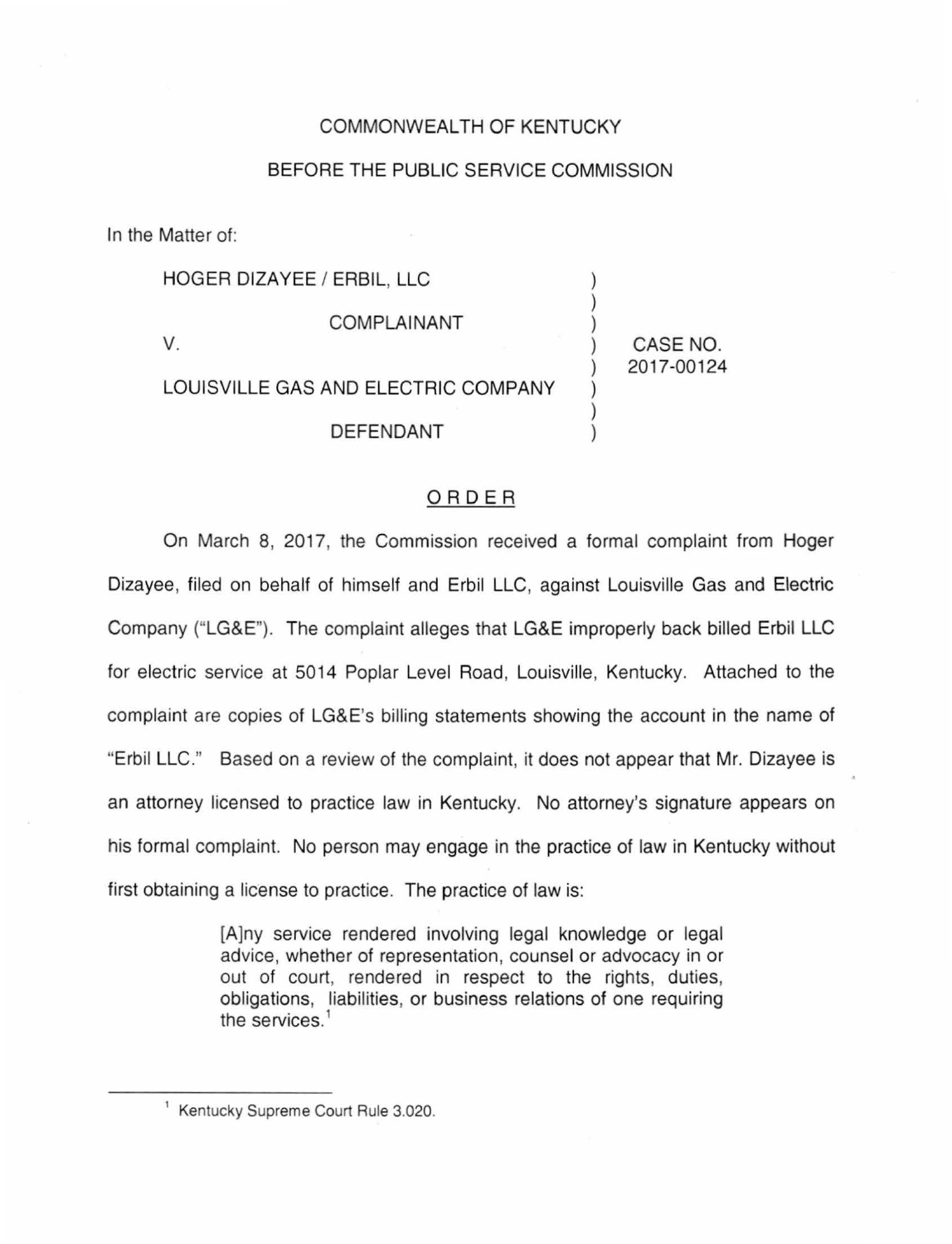COMMONWEALTH OF KENTUCKY

BEFORE THE PUBLIC SERVICE COMMISSION

In the Matter of:

| | | |
|---|---|---|
| HOGER DIZAYEE / ERBIL, LLC | ) | |
| COMPLAINANT | ) | |
| V. | ) | CASE NO. 2017-00124 |
| LOUISVILLE GAS AND ELECTRIC COMPANY | ) | |
| DEFENDANT | ) | |

## ORDER

On March 8, 2017, the Commission received a formal complaint from Hoger Dizayee, filed on behalf of himself and Erbil LLC, against Louisville Gas and Electric Company ("LG&E"). The complaint alleges that LG&E improperly back billed Erbil LLC for electric service at 5014 Poplar Level Road, Louisville, Kentucky. Attached to the complaint are copies of LG&E's billing statements showing the account in the name of "Erbil LLC." Based on a review of the complaint, it does not appear that Mr. Dizayee is an attorney licensed to practice law in Kentucky. No attorney's signature appears on his formal complaint. No person may engage in the practice of law in Kentucky without first obtaining a license to practice. The practice of law is:

> [A]ny service rendered involving legal knowledge or legal advice, whether of representation, counsel or advocacy in or out of court, rendered in respect to the rights, duties, obligations, liabilities, or business relations of one requiring the services.[1]

[1] Kentucky Supreme Court Rule 3.020.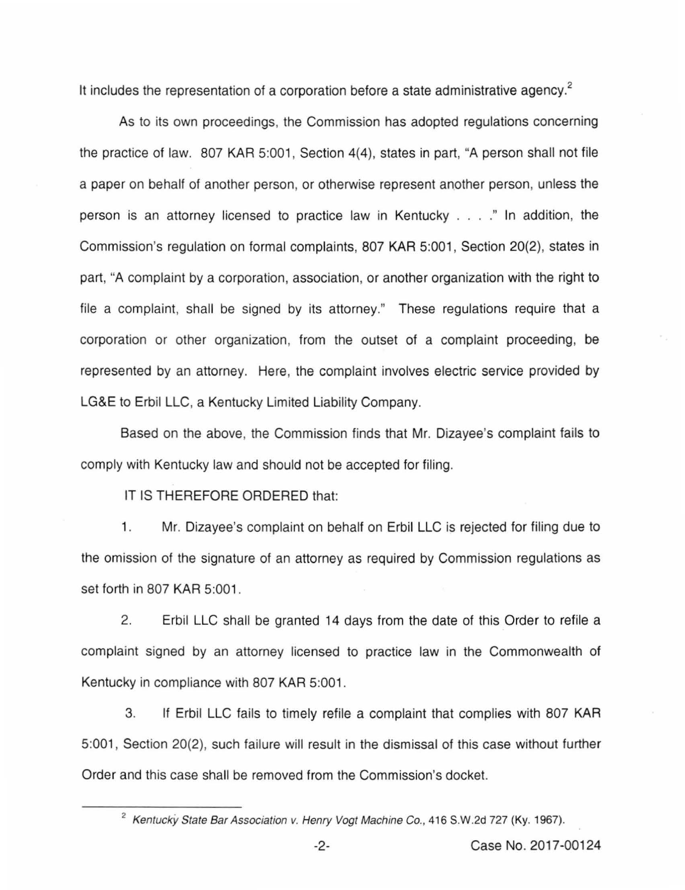It includes the representation of a corporation before a state administrative agency.[2]

As to its own proceedings, the Commission has adopted regulations concerning the practice of law. 807 KAR 5:001, Section 4(4), states in part, "A person shall not file a paper on behalf of another person, or otherwise represent another person, unless the person is an attorney licensed to practice law in Kentucky . . . ." In addition, the Commission's regulation on formal complaints, 807 KAR 5:001, Section 20(2), states in part, "A complaint by a corporation, association, or another organization with the right to file a complaint, shall be signed by its attorney." These regulations require that a corporation or other organization, from the outset of a complaint proceeding, be represented by an attorney. Here, the complaint involves electric service provided by LG&E to Erbil LLC, a Kentucky Limited Liability Company.

Based on the above, the Commission finds that Mr. Dizayee's complaint fails to comply with Kentucky law and should not be accepted for filing.

IT IS THEREFORE ORDERED that:

1. Mr. Dizayee's complaint on behalf on Erbil LLC is rejected for filing due to the omission of the signature of an attorney as required by Commission regulations as set forth in 807 KAR 5:001.

2. Erbil LLC shall be granted 14 days from the date of this Order to refile a complaint signed by an attorney licensed to practice law in the Commonwealth of Kentucky in compliance with 807 KAR 5:001.

3. If Erbil LLC fails to timely refile a complaint that complies with 807 KAR 5:001, Section 20(2), such failure will result in the dismissal of this case without further Order and this case shall be removed from the Commission's docket.

---

[2] *Kentucky State Bar Association v. Henry Vogt Machine Co.*, 416 S.W.2d 727 (Ky. 1967).

Case No. 2017-00124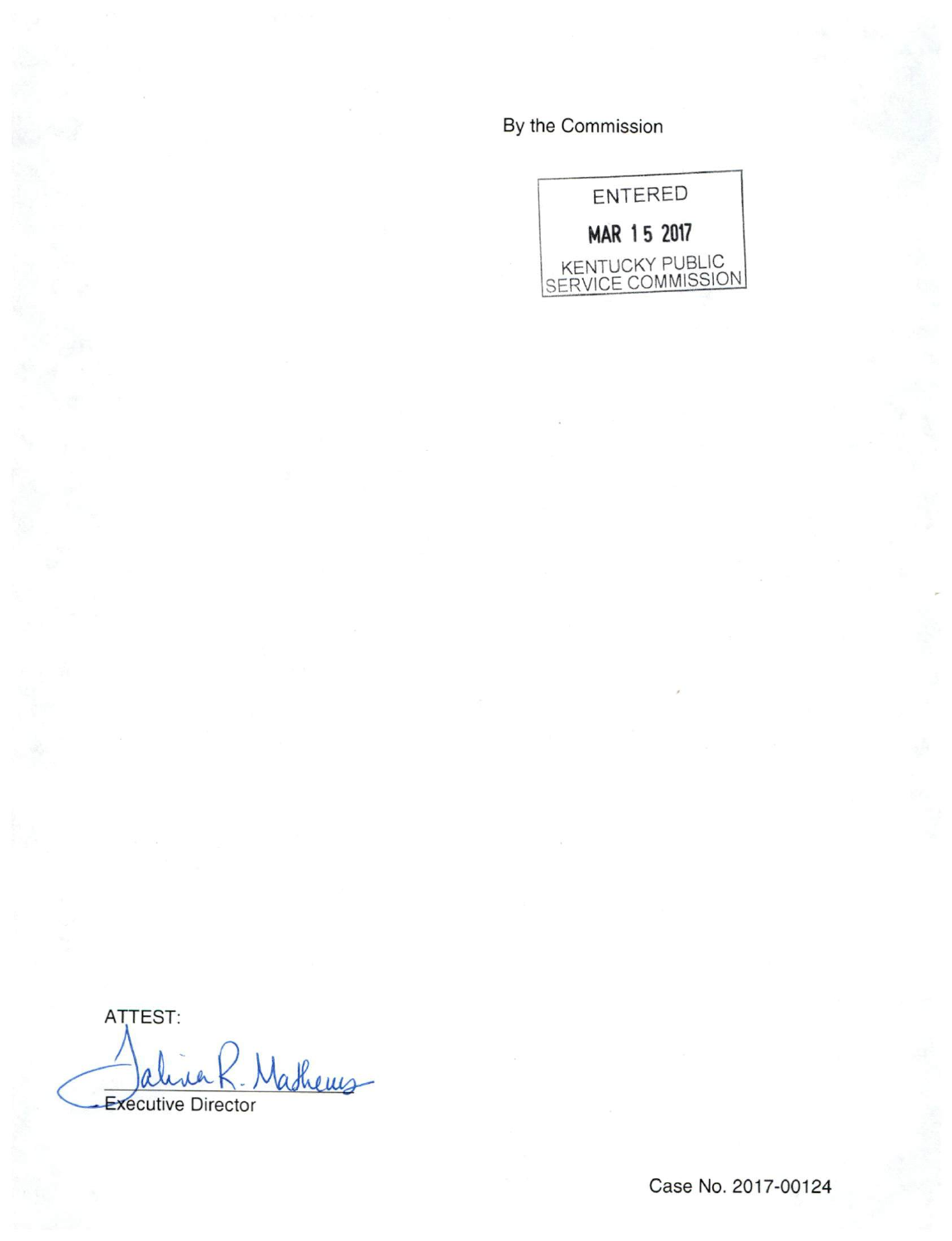By the Commission

ENTERED

MAR 15 2017

KENTUCKY PUBLIC SERVICE COMMISSION

ATTEST:

Executive Director

Case No. 2017-00124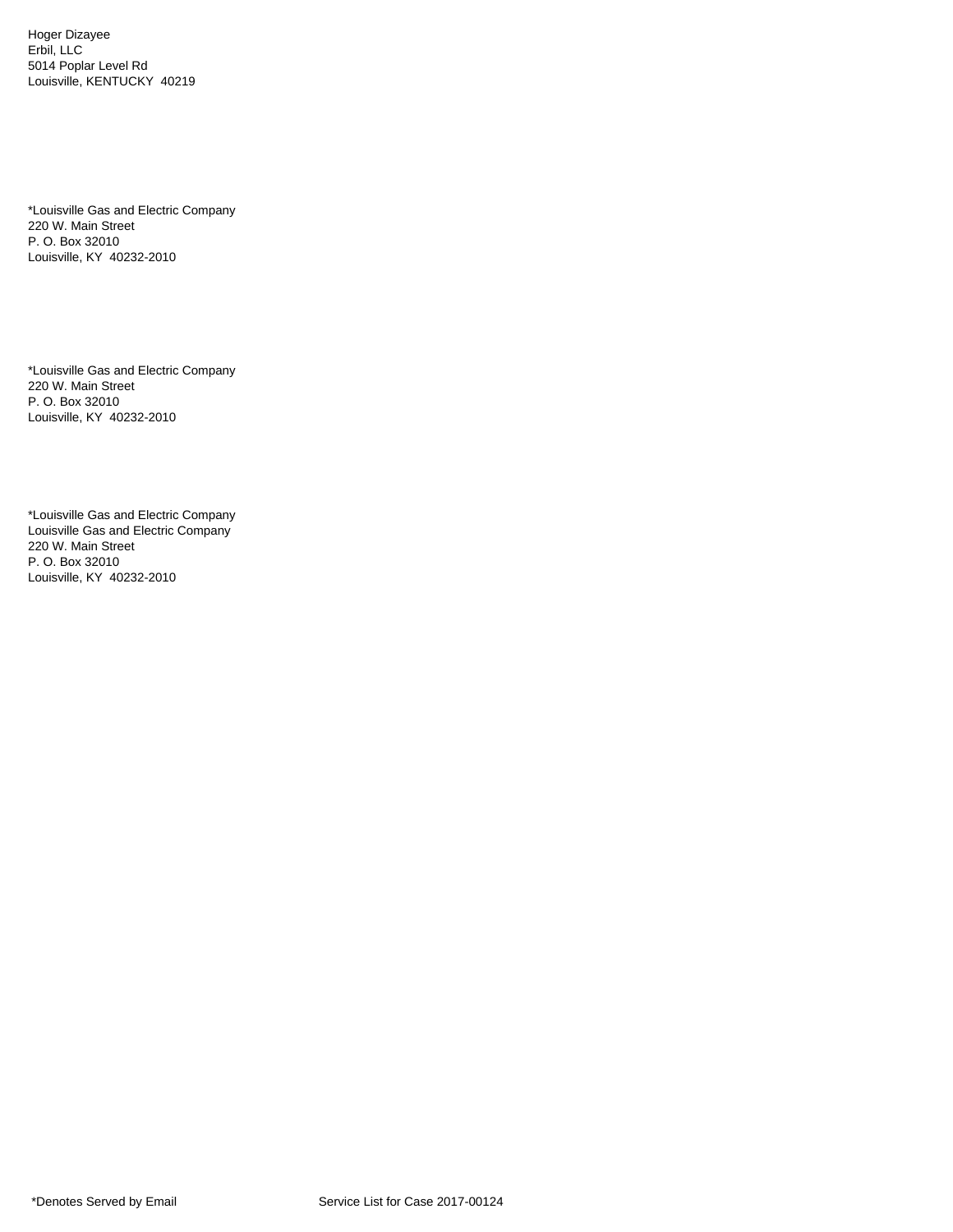Hoger Dizayee
Erbil, LLC
5014 Poplar Level Rd
Louisville, KENTUCKY  40219

*Louisville Gas and Electric Company
220 W. Main Street
P. O. Box 32010
Louisville, KY  40232-2010

*Louisville Gas and Electric Company
220 W. Main Street
P. O. Box 32010
Louisville, KY  40232-2010

*Louisville Gas and Electric Company
Louisville Gas and Electric Company
220 W. Main Street
P. O. Box 32010
Louisville, KY  40232-2010